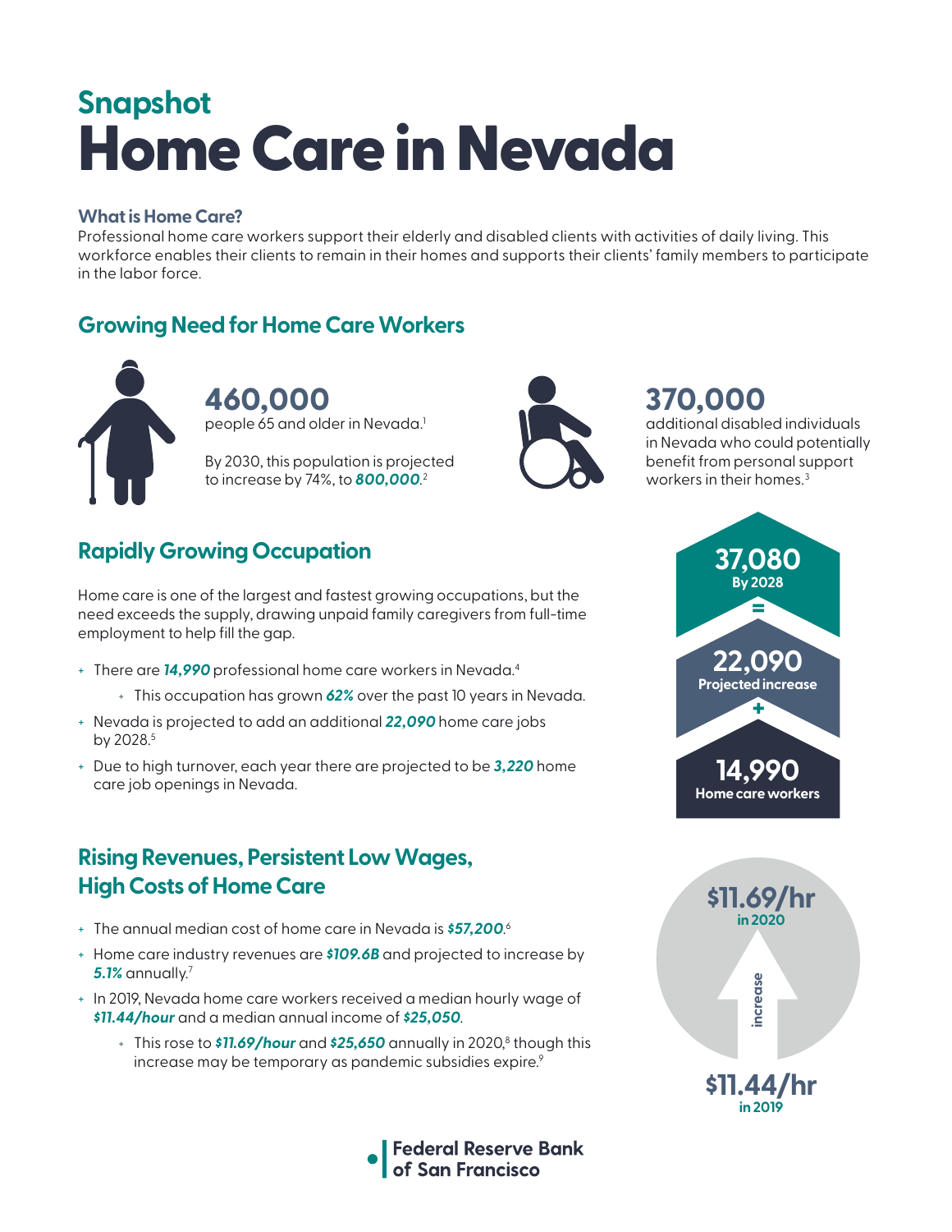## Snapshot

# Home Care in Nevada

### What is Home Care?

Professional home care workers support their elderly and disabled clients with activities of daily living. This workforce enables their clients to remain in their homes and supports their clients' family members to participate in the labor force.

## Growing Need for Home Care Workers

**460,000**
people 65 and older in Nevada.[1]

By 2030, this population is projected to increase by 74%, to ***800,000***.[2]

**370,000**
additional disabled individuals in Nevada who could potentially benefit from personal support workers in their homes.[3]

## Rapidly Growing Occupation

Home care is one of the largest and fastest growing occupations, but the need exceeds the supply, drawing unpaid family caregivers from full-time employment to help fill the gap.

- There are ***14,990*** professional home care workers in Nevada.[4]
  - This occupation has grown ***62%*** over the past 10 years in Nevada.
- Nevada is projected to add an additional ***22,090*** home care jobs by 2028.[5]
- Due to high turnover, each year there are projected to be ***3,220*** home care job openings in Nevada.

**37,080**
By 2028

=

**22,090**
Projected increase

+

**14,990**
Home care workers

## Rising Revenues, Persistent Low Wages, High Costs of Home Care

- The annual median cost of home care in Nevada is ***$57,200***.[6]
- Home care industry revenues are ***$109.6B*** and projected to increase by ***5.1%*** annually.[7]
- In 2019, Nevada home care workers received a median hourly wage of ***$11.44/hour*** and a median annual income of ***$25,050***.
  - This rose to ***$11.69/hour*** and ***$25,650*** annually in 2020,[8] though this increase may be temporary as pandemic subsidies expire.[9]

**$11.69/hr**
in 2020

increase

**$11.44/hr**
in 2019

Federal Reserve Bank of San Francisco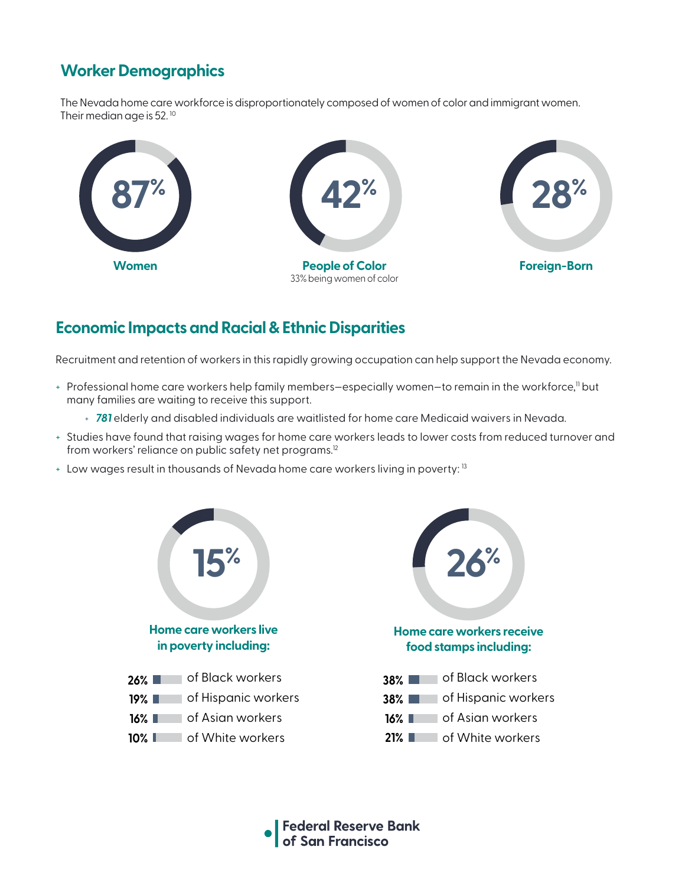## Worker Demographics

The Nevada home care workforce is disproportionately composed of women of color and immigrant women. Their median age is 52.[10]

**87%** Women

**42%** People of Color
33% being women of color

**28%** Foreign-Born

## Economic Impacts and Racial & Ethnic Disparities

Recruitment and retention of workers in this rapidly growing occupation can help support the Nevada economy.

- Professional home care workers help family members—especially women—to remain in the workforce,[11] but many families are waiting to receive this support.
  - ***781*** elderly and disabled individuals are waitlisted for home care Medicaid waivers in Nevada.
- Studies have found that raising wages for home care workers leads to lower costs from reduced turnover and from workers' reliance on public safety net programs.[12]
- Low wages result in thousands of Nevada home care workers living in poverty:[13]

**15%** Home care workers live in poverty including:

- **26%** of Black workers
- **19%** of Hispanic workers
- **16%** of Asian workers
- **10%** of White workers

**26%** Home care workers receive food stamps including:

- **38%** of Black workers
- **38%** of Hispanic workers
- **16%** of Asian workers
- **21%** of White workers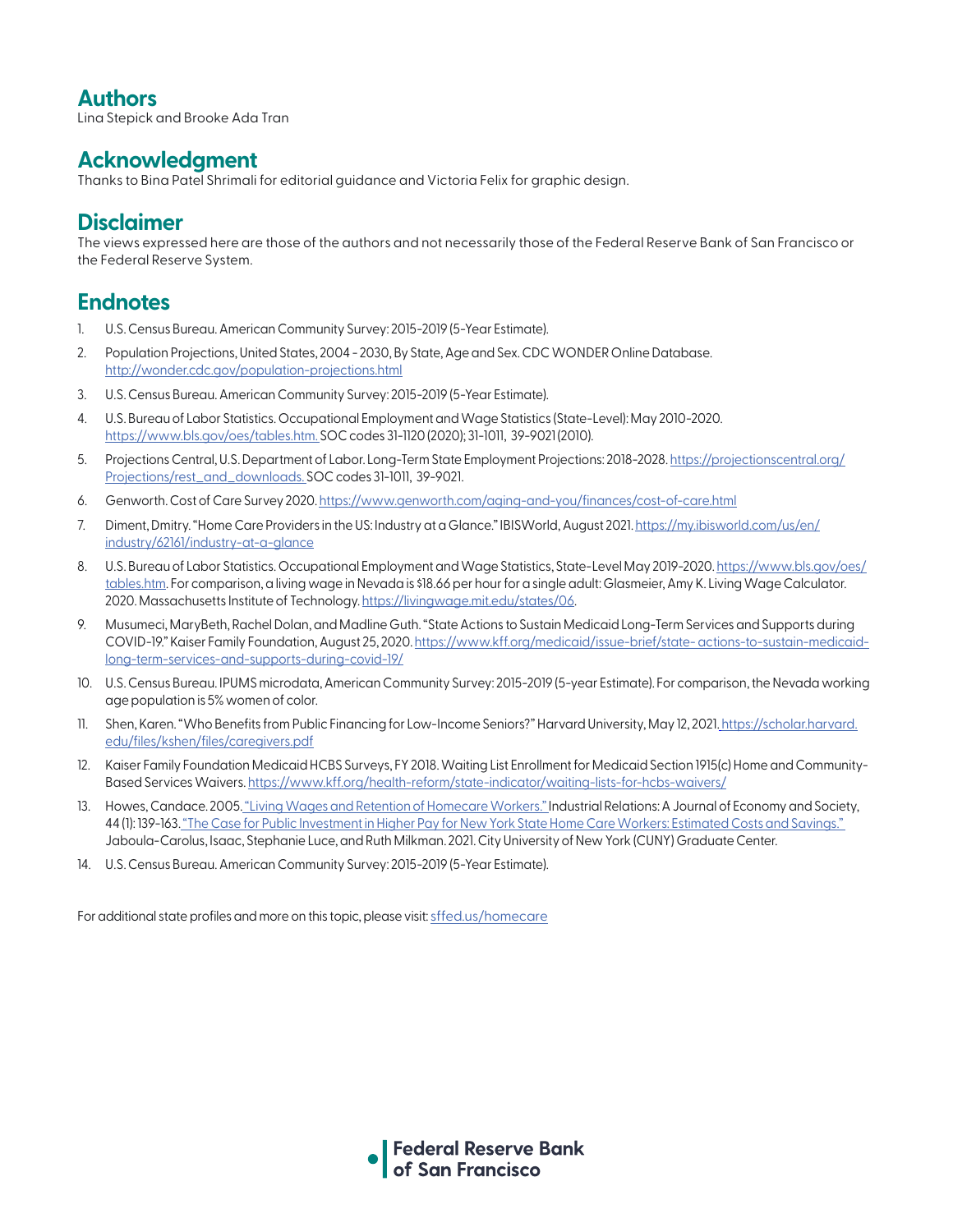## Authors

Lina Stepick and Brooke Ada Tran

## Acknowledgment

Thanks to Bina Patel Shrimali for editorial guidance and Victoria Felix for graphic design.

## Disclaimer

The views expressed here are those of the authors and not necessarily those of the Federal Reserve Bank of San Francisco or the Federal Reserve System.

## Endnotes

1. U.S. Census Bureau. American Community Survey: 2015-2019 (5-Year Estimate).
2. Population Projections, United States, 2004 - 2030, By State, Age and Sex. CDC WONDER Online Database. http://wonder.cdc.gov/population-projections.html
3. U.S. Census Bureau. American Community Survey: 2015-2019 (5-Year Estimate).
4. U.S. Bureau of Labor Statistics. Occupational Employment and Wage Statistics (State-Level): May 2010-2020. https://www.bls.gov/oes/tables.htm. SOC codes 31-1120 (2020); 31-1011, 39-9021 (2010).
5. Projections Central, U.S. Department of Labor. Long-Term State Employment Projections: 2018-2028. https://projectionscentral.org/Projections/rest_and_downloads. SOC codes 31-1011, 39-9021.
6. Genworth. Cost of Care Survey 2020. https://www.genworth.com/aging-and-you/finances/cost-of-care.html
7. Diment, Dmitry. "Home Care Providers in the US: Industry at a Glance." IBISWorld, August 2021. https://my.ibisworld.com/us/en/industry/62161/industry-at-a-glance
8. U.S. Bureau of Labor Statistics. Occupational Employment and Wage Statistics, State-Level May 2019-2020. https://www.bls.gov/oes/tables.htm. For comparison, a living wage in Nevada is $18.66 per hour for a single adult: Glasmeier, Amy K. Living Wage Calculator. 2020. Massachusetts Institute of Technology. https://livingwage.mit.edu/states/06.
9. Musumeci, MaryBeth, Rachel Dolan, and Madline Guth. "State Actions to Sustain Medicaid Long-Term Services and Supports during COVID-19." Kaiser Family Foundation, August 25, 2020. https://www.kff.org/medicaid/issue-brief/state-actions-to-sustain-medicaid-long-term-services-and-supports-during-covid-19/
10. U.S. Census Bureau. IPUMS microdata, American Community Survey: 2015-2019 (5-year Estimate). For comparison, the Nevada working age population is 5% women of color.
11. Shen, Karen. "Who Benefits from Public Financing for Low-Income Seniors?" Harvard University, May 12, 2021. https://scholar.harvard.edu/files/kshen/files/caregivers.pdf
12. Kaiser Family Foundation Medicaid HCBS Surveys, FY 2018. Waiting List Enrollment for Medicaid Section 1915(c) Home and Community-Based Services Waivers. https://www.kff.org/health-reform/state-indicator/waiting-lists-for-hcbs-waivers/
13. Howes, Candace. 2005. "Living Wages and Retention of Homecare Workers." Industrial Relations: A Journal of Economy and Society, 44 (1): 139-163. "The Case for Public Investment in Higher Pay for New York State Home Care Workers: Estimated Costs and Savings." Jaboula-Carolus, Isaac, Stephanie Luce, and Ruth Milkman. 2021. City University of New York (CUNY) Graduate Center.
14. U.S. Census Bureau. American Community Survey: 2015-2019 (5-Year Estimate).

For additional state profiles and more on this topic, please visit: sffed.us/homecare

Federal Reserve Bank of San Francisco